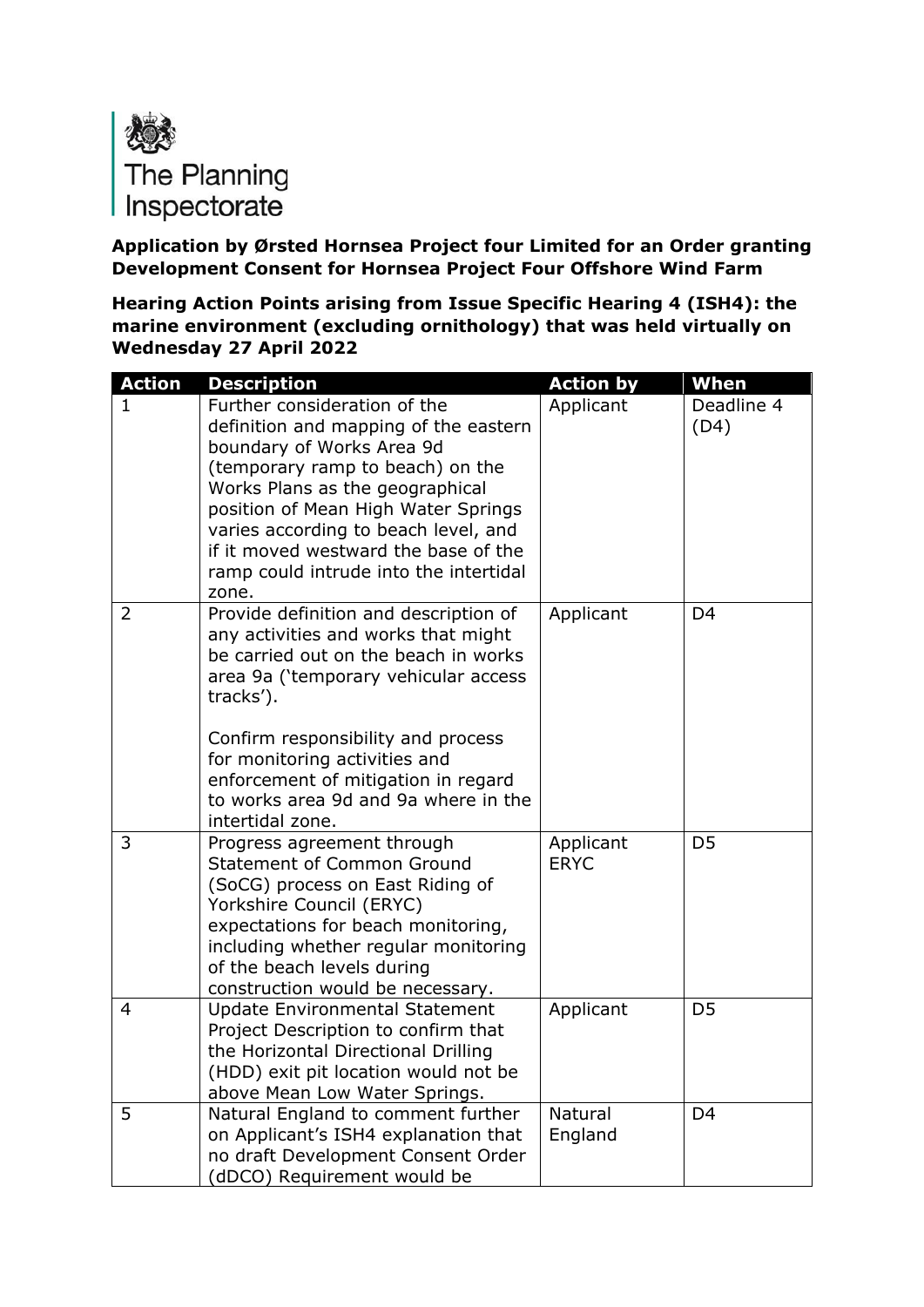The Planning Inspectorate

**Application by Ørsted Hornsea Project four Limited for an Order granting Development Consent for Hornsea Project Four Offshore Wind Farm**

**Hearing Action Points arising from Issue Specific Hearing 4 (ISH4): the marine environment (excluding ornithology) that was held virtually on Wednesday 27 April 2022**

| Action | Description | Action by | When |
|---|---|---|---|
| 1 | Further consideration of the definition and mapping of the eastern boundary of Works Area 9d (temporary ramp to beach) on the Works Plans as the geographical position of Mean High Water Springs varies according to beach level, and if it moved westward the base of the ramp could intrude into the intertidal zone. | Applicant | Deadline 4 (D4) |
| 2 | Provide definition and description of any activities and works that might be carried out on the beach in works area 9a ('temporary vehicular access tracks').<br><br>Confirm responsibility and process for monitoring activities and enforcement of mitigation in regard to works area 9d and 9a where in the intertidal zone. | Applicant | D4 |
| 3 | Progress agreement through Statement of Common Ground (SoCG) process on East Riding of Yorkshire Council (ERYC) expectations for beach monitoring, including whether regular monitoring of the beach levels during construction would be necessary. | Applicant ERYC | D5 |
| 4 | Update Environmental Statement Project Description to confirm that the Horizontal Directional Drilling (HDD) exit pit location would not be above Mean Low Water Springs. | Applicant | D5 |
| 5 | Natural England to comment further on Applicant's ISH4 explanation that no draft Development Consent Order (dDCO) Requirement would be | Natural England | D4 |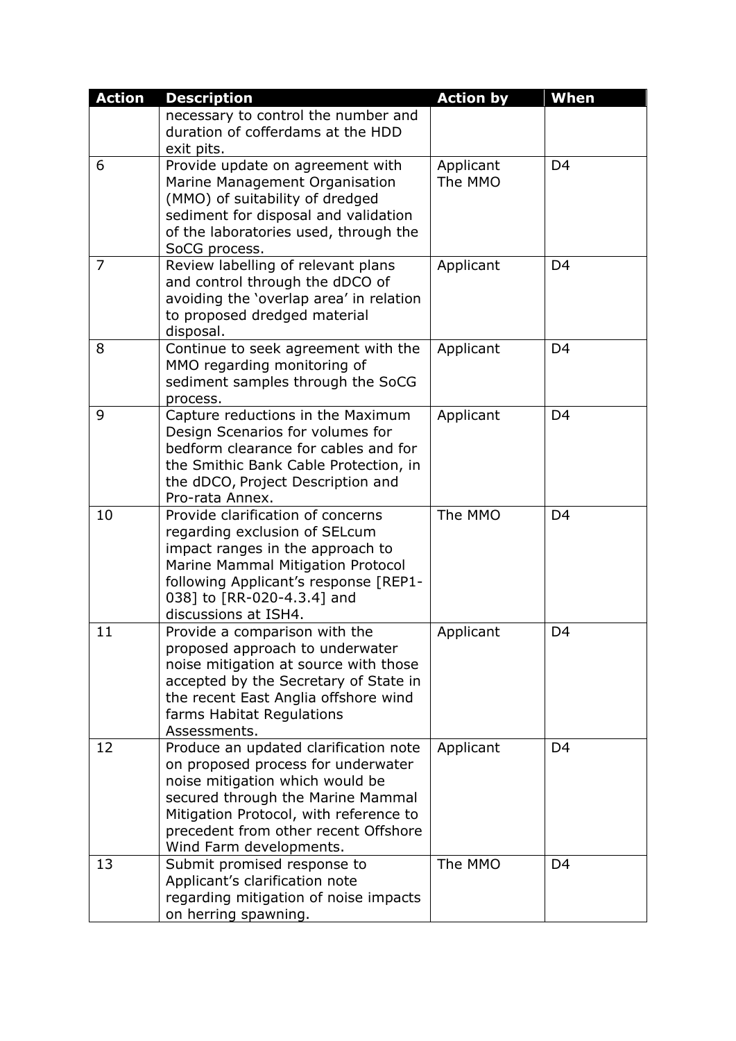| Action | Description | Action by | When |
|---|---|---|---|
| | necessary to control the number and duration of cofferdams at the HDD exit pits. | | |
| 6 | Provide update on agreement with Marine Management Organisation (MMO) of suitability of dredged sediment for disposal and validation of the laboratories used, through the SoCG process. | Applicant<br>The MMO | D4 |
| 7 | Review labelling of relevant plans and control through the dDCO of avoiding the 'overlap area' in relation to proposed dredged material disposal. | Applicant | D4 |
| 8 | Continue to seek agreement with the MMO regarding monitoring of sediment samples through the SoCG process. | Applicant | D4 |
| 9 | Capture reductions in the Maximum Design Scenarios for volumes for bedform clearance for cables and for the Smithic Bank Cable Protection, in the dDCO, Project Description and Pro-rata Annex. | Applicant | D4 |
| 10 | Provide clarification of concerns regarding exclusion of SELcum impact ranges in the approach to Marine Mammal Mitigation Protocol following Applicant's response [REP1-038] to [RR-020-4.3.4] and discussions at ISH4. | The MMO | D4 |
| 11 | Provide a comparison with the proposed approach to underwater noise mitigation at source with those accepted by the Secretary of State in the recent East Anglia offshore wind farms Habitat Regulations Assessments. | Applicant | D4 |
| 12 | Produce an updated clarification note on proposed process for underwater noise mitigation which would be secured through the Marine Mammal Mitigation Protocol, with reference to precedent from other recent Offshore Wind Farm developments. | Applicant | D4 |
| 13 | Submit promised response to Applicant's clarification note regarding mitigation of noise impacts on herring spawning. | The MMO | D4 |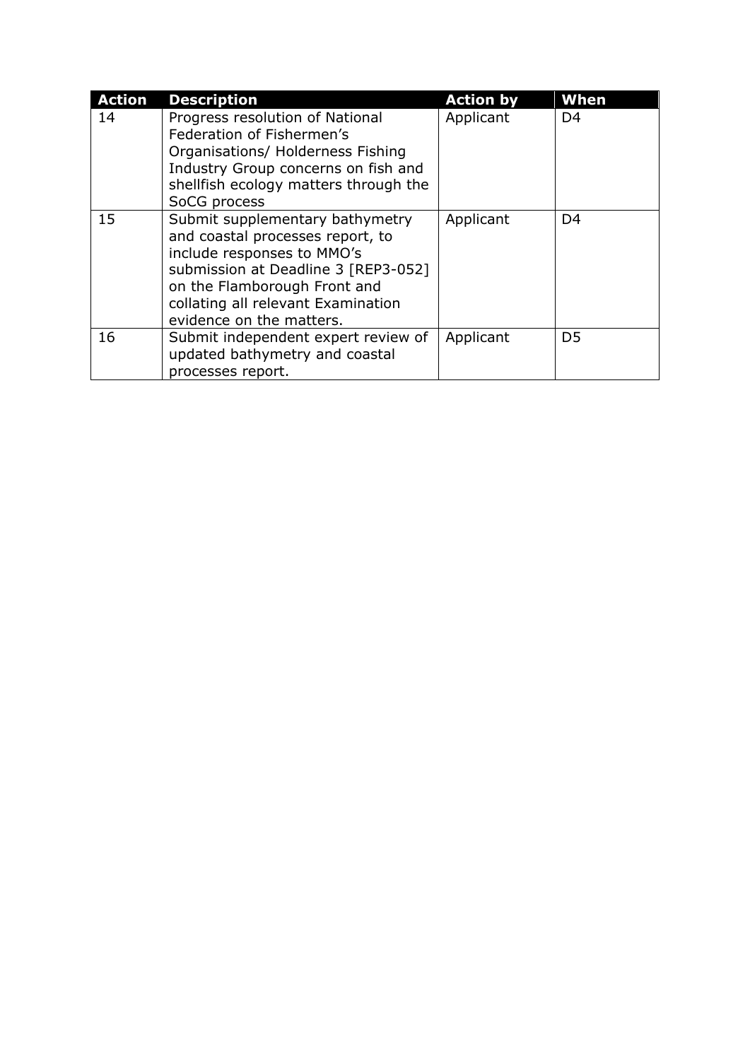| Action | Description | Action by | When |
|---|---|---|---|
| 14 | Progress resolution of National Federation of Fishermen's Organisations/ Holderness Fishing Industry Group concerns on fish and shellfish ecology matters through the SoCG process | Applicant | D4 |
| 15 | Submit supplementary bathymetry and coastal processes report, to include responses to MMO's submission at Deadline 3 [REP3-052] on the Flamborough Front and collating all relevant Examination evidence on the matters. | Applicant | D4 |
| 16 | Submit independent expert review of updated bathymetry and coastal processes report. | Applicant | D5 |